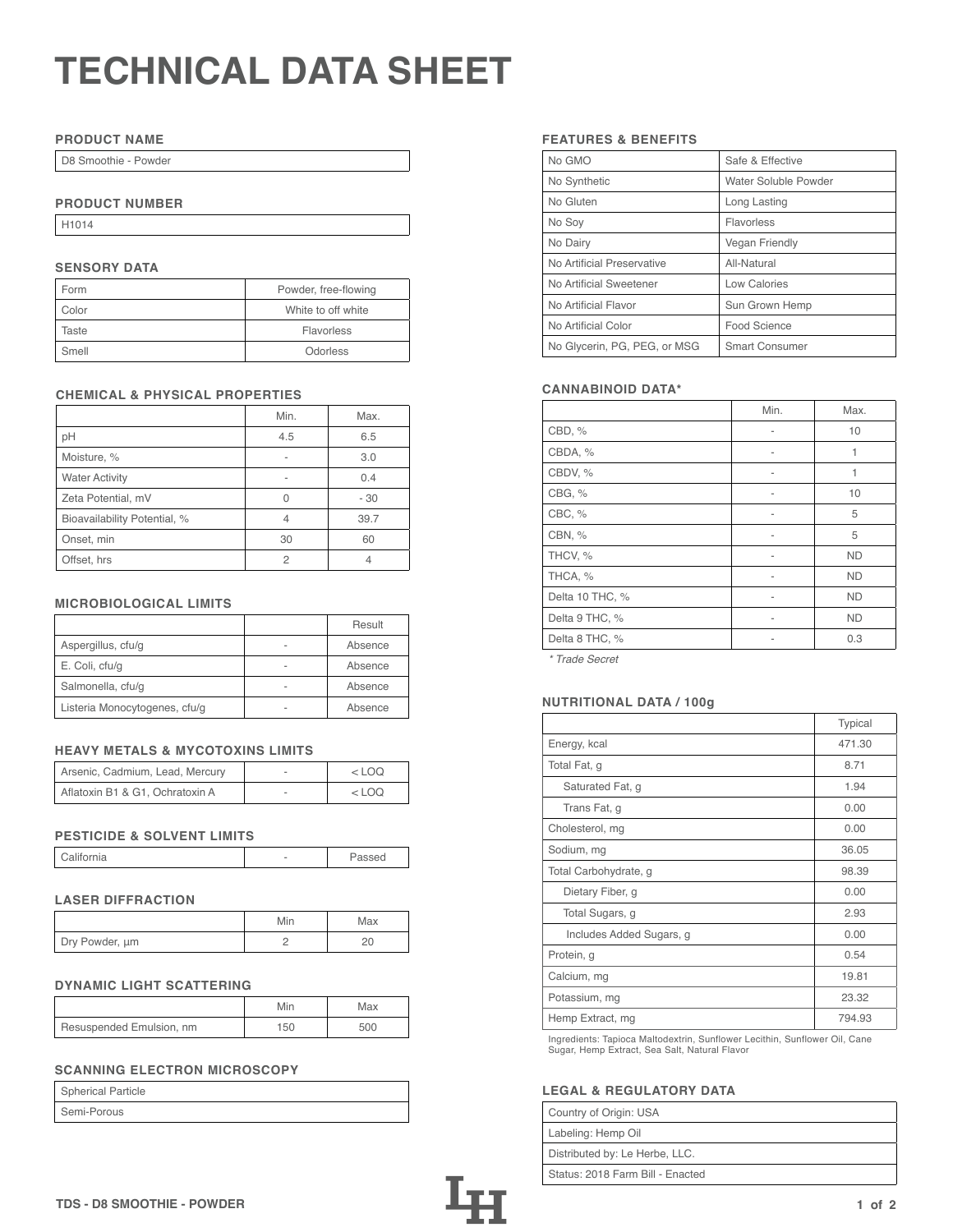# TECHNICAL DATA SHEET

## PRODUCT NAME

D8 Smoothie - Powder

## PRODUCT NUMBER

H1014

## SENSORY DATA

| | |
|---|---|
| Form | Powder, free-flowing |
| Color | White to off white |
| Taste | Flavorless |
| Smell | Odorless |

## CHEMICAL & PHYSICAL PROPERTIES

| | Min. | Max. |
|---|---|---|
| pH | 4.5 | 6.5 |
| Moisture, % | - | 3.0 |
| Water Activity | - | 0.4 |
| Zeta Potential, mV | 0 | - 30 |
| Bioavailability Potential, % | 4 | 39.7 |
| Onset, min | 30 | 60 |
| Offset, hrs | 2 | 4 |

## MICROBIOLOGICAL LIMITS

| | | Result |
|---|---|---|
| Aspergillus, cfu/g | - | Absence |
| E. Coli, cfu/g | - | Absence |
| Salmonella, cfu/g | - | Absence |
| Listeria Monocytogenes, cfu/g | - | Absence |

## HEAVY METALS & MYCOTOXINS LIMITS

| | | |
|---|---|---|
| Arsenic, Cadmium, Lead, Mercury | - | < LOQ |
| Aflatoxin B1 & G1, Ochratoxin A | - | < LOQ |

## PESTICIDE & SOLVENT LIMITS

| | | |
|---|---|---|
| California | - | Passed |

## LASER DIFFRACTION

| | Min | Max |
|---|---|---|
| Dry Powder, µm | 2 | 20 |

## DYNAMIC LIGHT SCATTERING

| | Min | Max |
|---|---|---|
| Resuspended Emulsion, nm | 150 | 500 |

## SCANNING ELECTRON MICROSCOPY

| |
|---|
| Spherical Particle |
| Semi-Porous |

## FEATURES & BENEFITS

| | |
|---|---|
| No GMO | Safe & Effective |
| No Synthetic | Water Soluble Powder |
| No Gluten | Long Lasting |
| No Soy | Flavorless |
| No Dairy | Vegan Friendly |
| No Artificial Preservative | All-Natural |
| No Artificial Sweetener | Low Calories |
| No Artificial Flavor | Sun Grown Hemp |
| No Artificial Color | Food Science |
| No Glycerin, PG, PEG, or MSG | Smart Consumer |

## CANNABINOID DATA*

| | Min. | Max. |
|---|---|---|
| CBD, % | - | 10 |
| CBDA, % | - | 1 |
| CBDV, % | - | 1 |
| CBG, % | - | 10 |
| CBC, % | - | 5 |
| CBN, % | - | 5 |
| THCV, % | - | ND |
| THCA, % | - | ND |
| Delta 10 THC, % | - | ND |
| Delta 9 THC, % | - | ND |
| Delta 8 THC, % | - | 0.3 |

*\* Trade Secret*

## NUTRITIONAL DATA / 100g

| | Typical |
|---|---|
| Energy, kcal | 471.30 |
| Total Fat, g | 8.71 |
| Saturated Fat, g | 1.94 |
| Trans Fat, g | 0.00 |
| Cholesterol, mg | 0.00 |
| Sodium, mg | 36.05 |
| Total Carbohydrate, g | 98.39 |
| Dietary Fiber, g | 0.00 |
| Total Sugars, g | 2.93 |
| Includes Added Sugars, g | 0.00 |
| Protein, g | 0.54 |
| Calcium, mg | 19.81 |
| Potassium, mg | 23.32 |
| Hemp Extract, mg | 794.93 |

Ingredients: Tapioca Maltodextrin, Sunflower Lecithin, Sunflower Oil, Cane Sugar, Hemp Extract, Sea Salt, Natural Flavor

## LEGAL & REGULATORY DATA

| |
|---|
| Country of Origin: USA |
| Labeling: Hemp Oil |
| Distributed by: Le Herbe, LLC. |
| Status: 2018 Farm Bill - Enacted |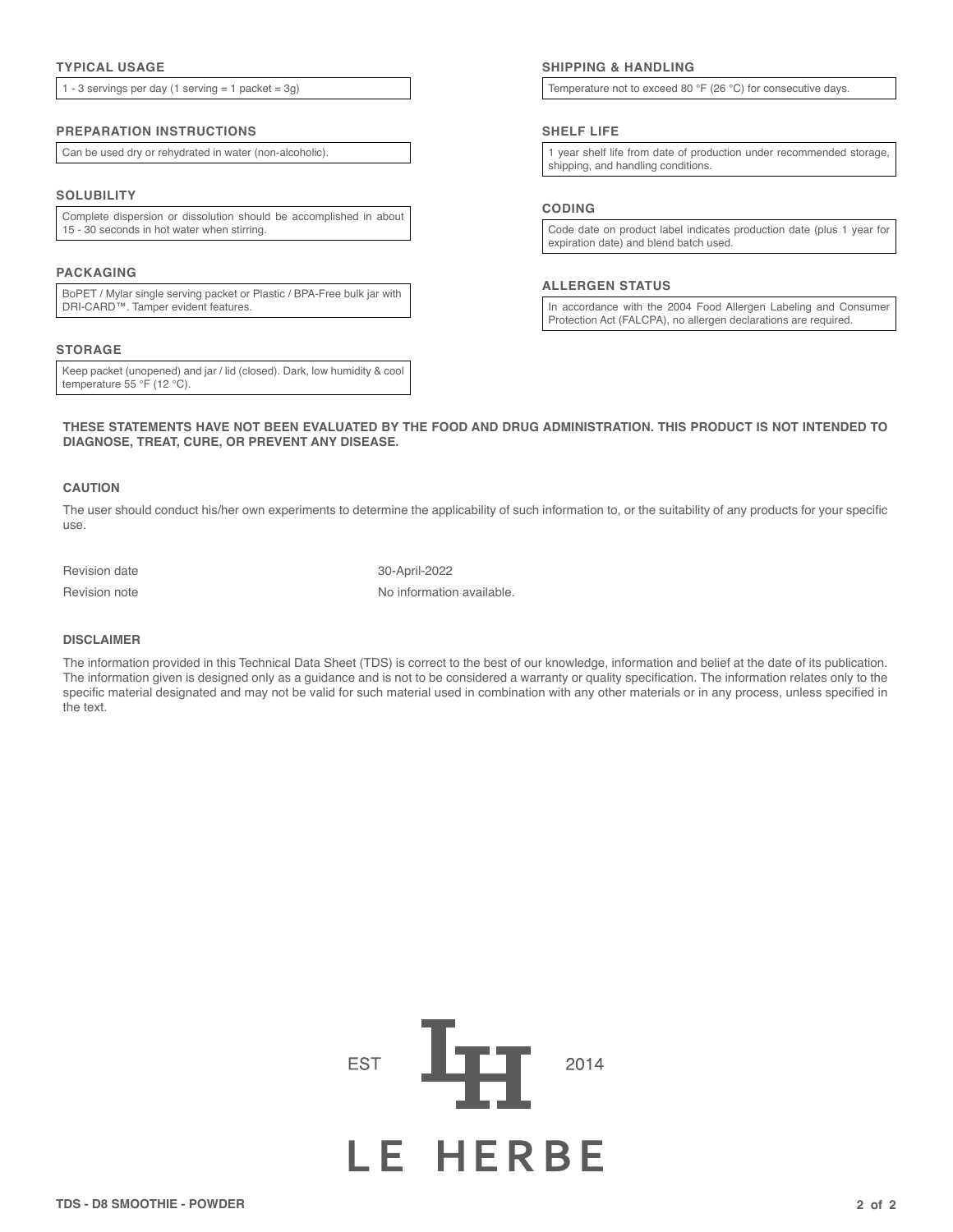### TYPICAL USAGE

1 - 3 servings per day (1 serving = 1 packet = 3g)

### PREPARATION INSTRUCTIONS

Can be used dry or rehydrated in water (non-alcoholic).

### SOLUBILITY

Complete dispersion or dissolution should be accomplished in about 15 - 30 seconds in hot water when stirring.

### PACKAGING

BoPET / Mylar single serving packet or Plastic / BPA-Free bulk jar with DRI-CARD™. Tamper evident features.

### STORAGE

Keep packet (unopened) and jar / lid (closed). Dark, low humidity & cool temperature 55 °F (12 °C).

### SHIPPING & HANDLING

Temperature not to exceed 80 °F (26 °C) for consecutive days.

### SHELF LIFE

1 year shelf life from date of production under recommended storage, shipping, and handling conditions.

### CODING

Code date on product label indicates production date (plus 1 year for expiration date) and blend batch used.

### ALLERGEN STATUS

In accordance with the 2004 Food Allergen Labeling and Consumer Protection Act (FALCPA), no allergen declarations are required.

**THESE STATEMENTS HAVE NOT BEEN EVALUATED BY THE FOOD AND DRUG ADMINISTRATION. THIS PRODUCT IS NOT INTENDED TO DIAGNOSE, TREAT, CURE, OR PREVENT ANY DISEASE.**

### CAUTION

The user should conduct his/her own experiments to determine the applicability of such information to, or the suitability of any products for your specific use.

| | |
|---|---|
| Revision date | 30-April-2022 |
| Revision note | No information available. |

### DISCLAIMER

The information provided in this Technical Data Sheet (TDS) is correct to the best of our knowledge, information and belief at the date of its publication. The information given is designed only as a guidance and is not to be considered a warranty or quality specification. The information relates only to the specific material designated and may not be valid for such material used in combination with any other materials or in any process, unless specified in the text.

EST LH 2014

LE HERBE